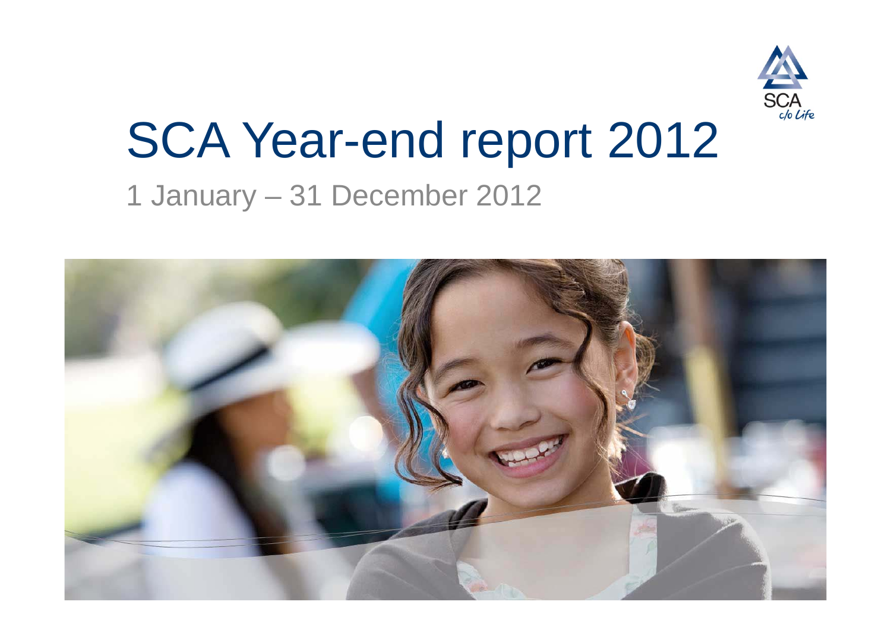# SCA Year-end report 2012

1 January – 31 December 2012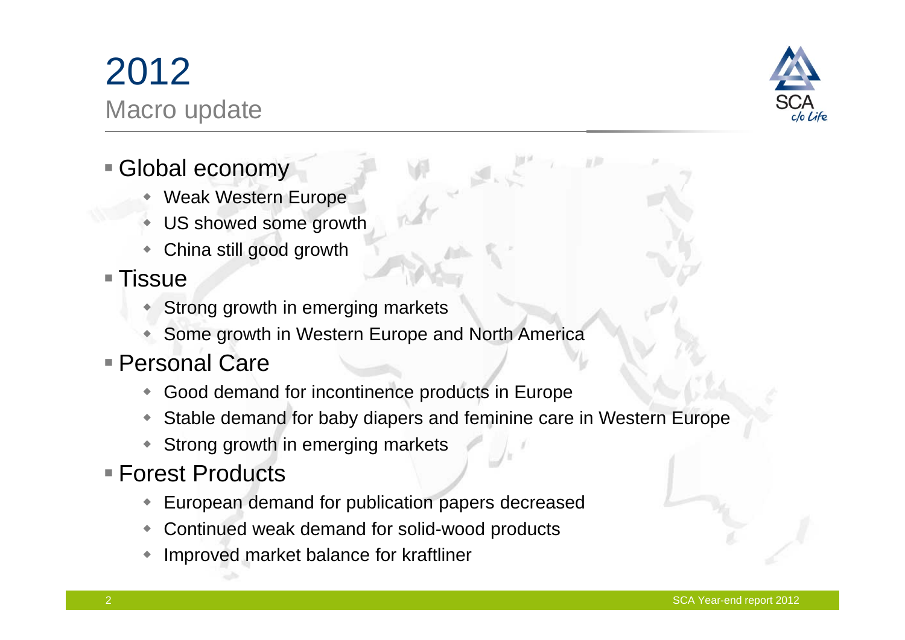# 2012

## Macro update

- Global economy
  - Weak Western Europe
  - US showed some growth
  - China still good growth
- Tissue
  - Strong growth in emerging markets
  - Some growth in Western Europe and North America
- Personal Care
  - Good demand for incontinence products in Europe
  - Stable demand for baby diapers and feminine care in Western Europe
  - Strong growth in emerging markets
- Forest Products
  - European demand for publication papers decreased
  - Continued weak demand for solid-wood products
  - Improved market balance for kraftliner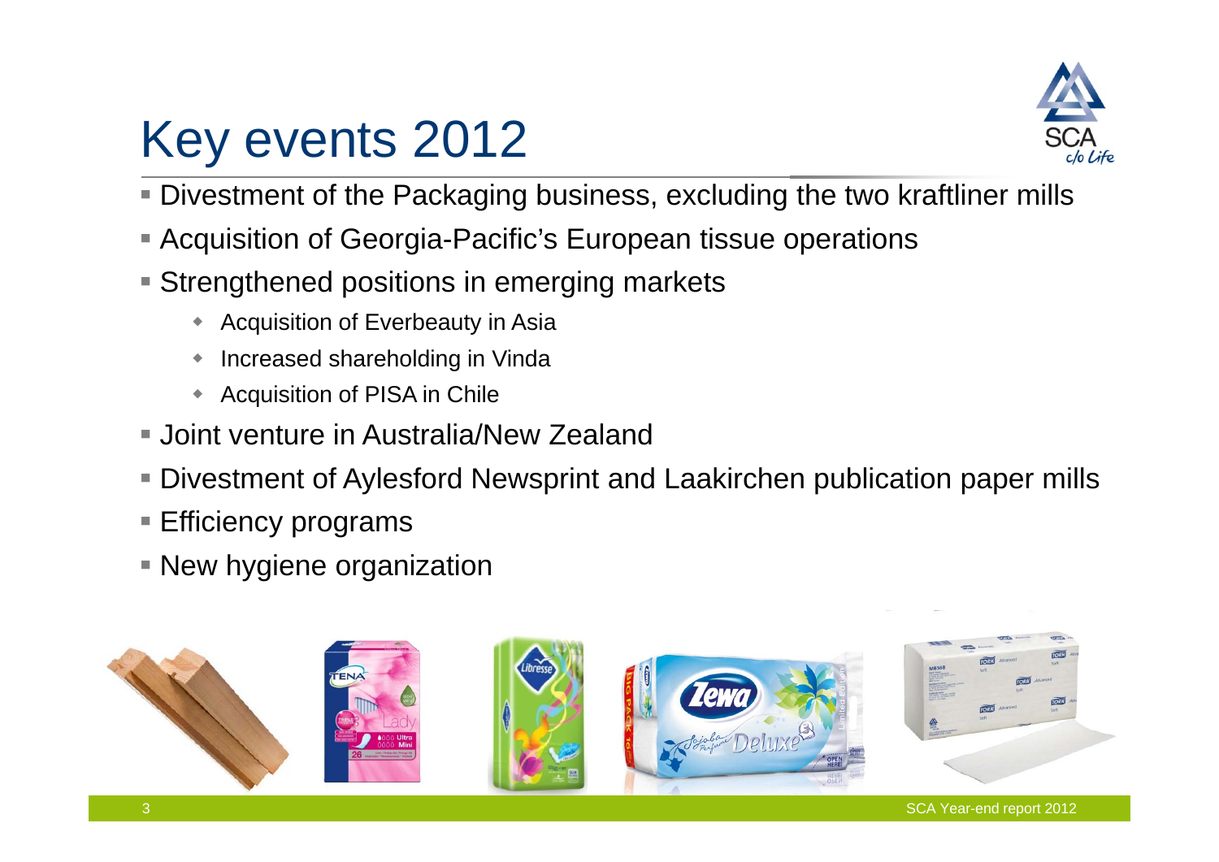# Key events 2012

- Divestment of the Packaging business, excluding the two kraftliner mills
- Acquisition of Georgia-Pacific's European tissue operations
- Strengthened positions in emerging markets
  - Acquisition of Everbeauty in Asia
  - Increased shareholding in Vinda
  - Acquisition of PISA in Chile
- Joint venture in Australia/New Zealand
- Divestment of Aylesford Newsprint and Laakirchen publication paper mills
- Efficiency programs
- New hygiene organization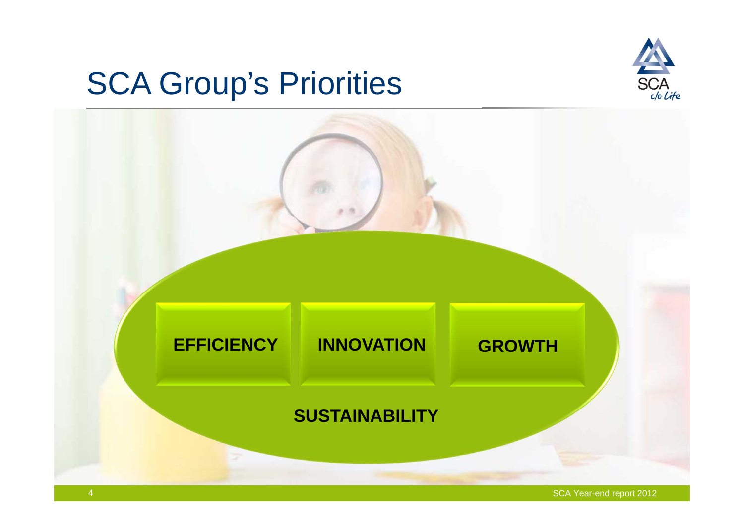# SCA Group's Priorities

**EFFICIENCY** | **INNOVATION** | **GROWTH**

**SUSTAINABILITY**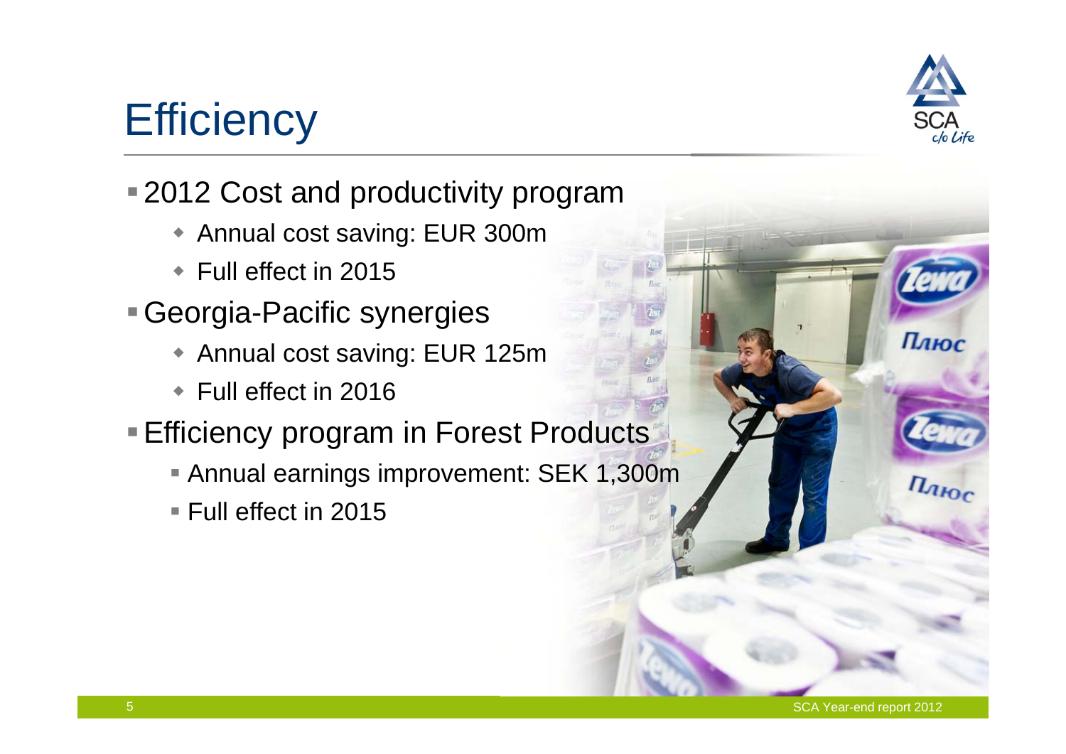# Efficiency

- 2012 Cost and productivity program
  - Annual cost saving: EUR 300m
  - Full effect in 2015
- Georgia-Pacific synergies
  - Annual cost saving: EUR 125m
  - Full effect in 2016
- Efficiency program in Forest Products
  - Annual earnings improvement: SEK 1,300m
  - Full effect in 2015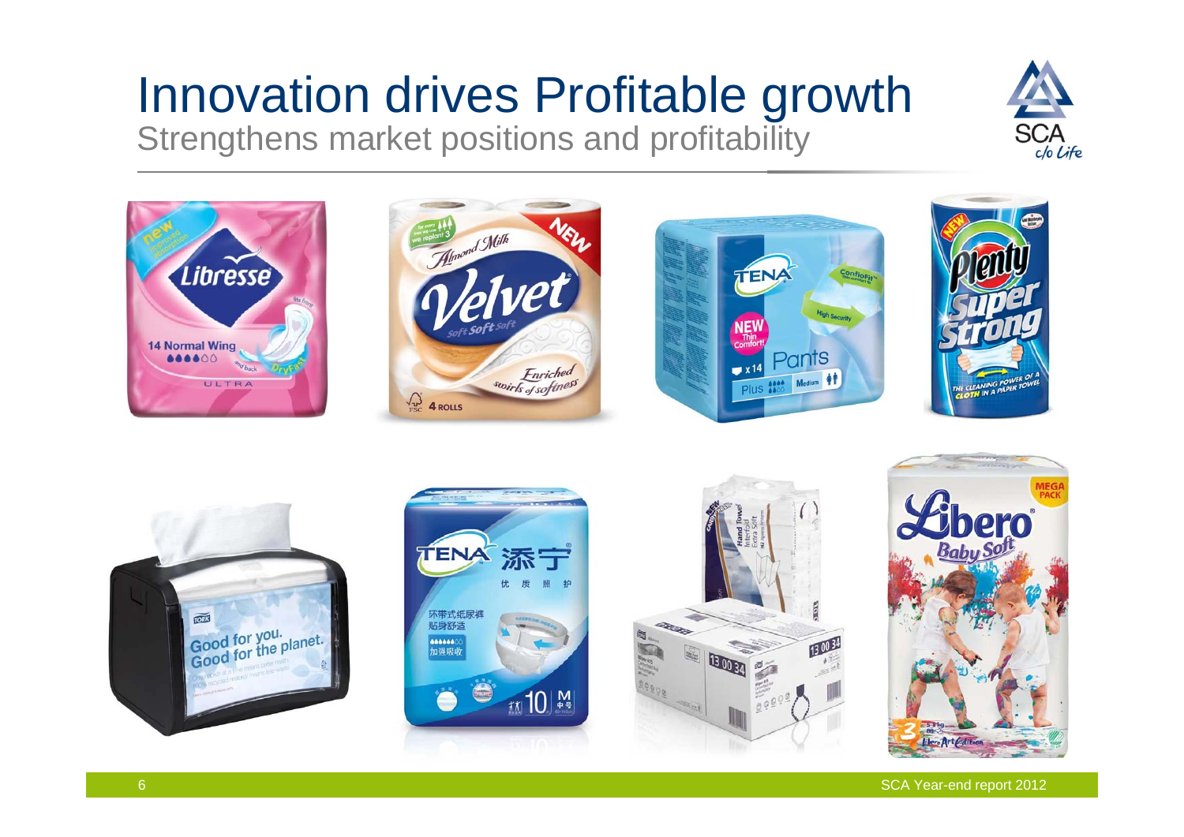# Innovation drives Profitable growth

## Strengthens market positions and profitability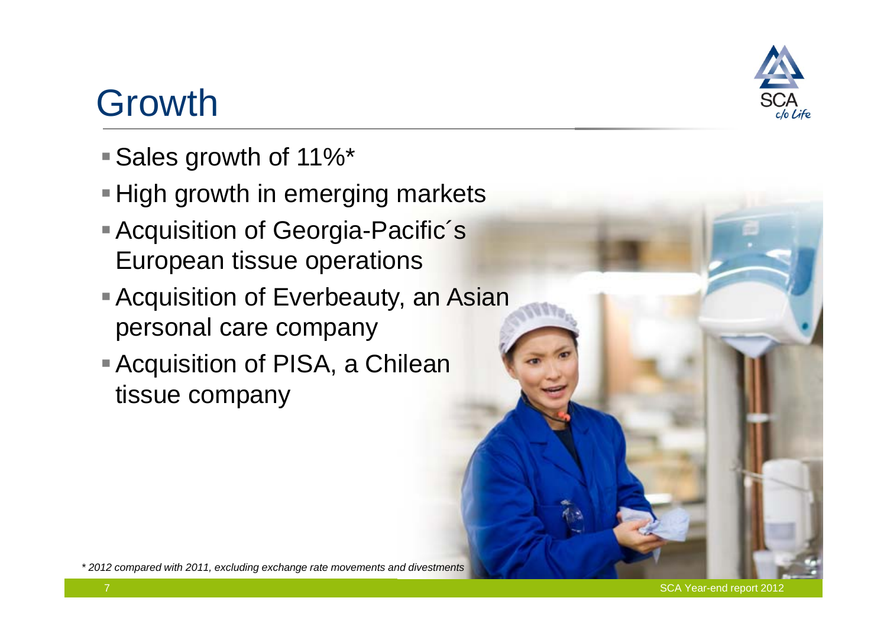# Growth

- Sales growth of 11%*
- High growth in emerging markets
- Acquisition of Georgia-Pacific´s European tissue operations
- Acquisition of Everbeauty, an Asian personal care company
- Acquisition of PISA, a Chilean tissue company

*\* 2012 compared with 2011, excluding exchange rate movements and divestments*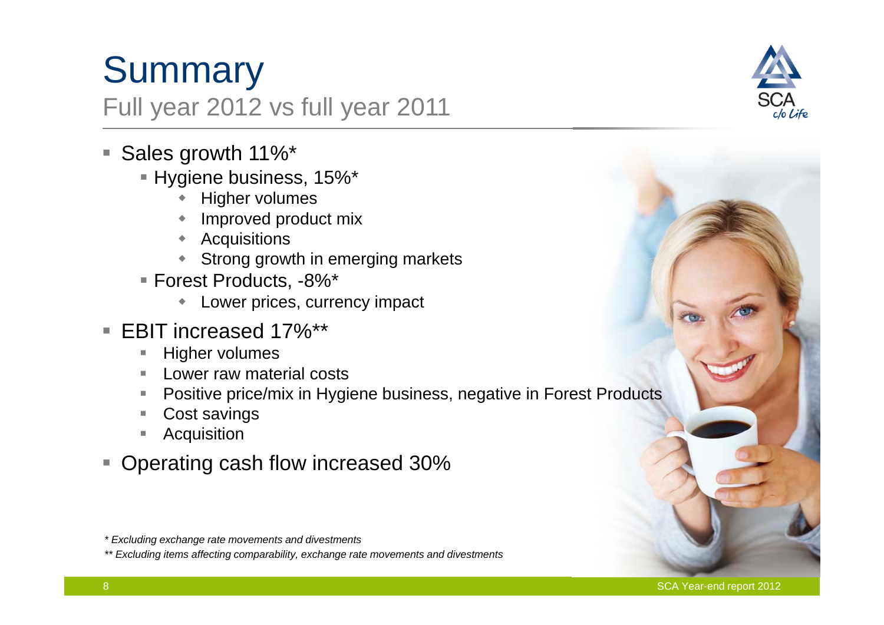# Summary

## Full year 2012 vs full year 2011

- Sales growth 11%*
  - Hygiene business, 15%*
    - Higher volumes
    - Improved product mix
    - Acquisitions
    - Strong growth in emerging markets
  - Forest Products, -8%*
    - Lower prices, currency impact
- EBIT increased 17%**
  - Higher volumes
  - Lower raw material costs
  - Positive price/mix in Hygiene business, negative in Forest Products
  - Cost savings
  - Acquisition
- Operating cash flow increased 30%

*\* Excluding exchange rate movements and divestments*

*\*\* Excluding items affecting comparability, exchange rate movements and divestments*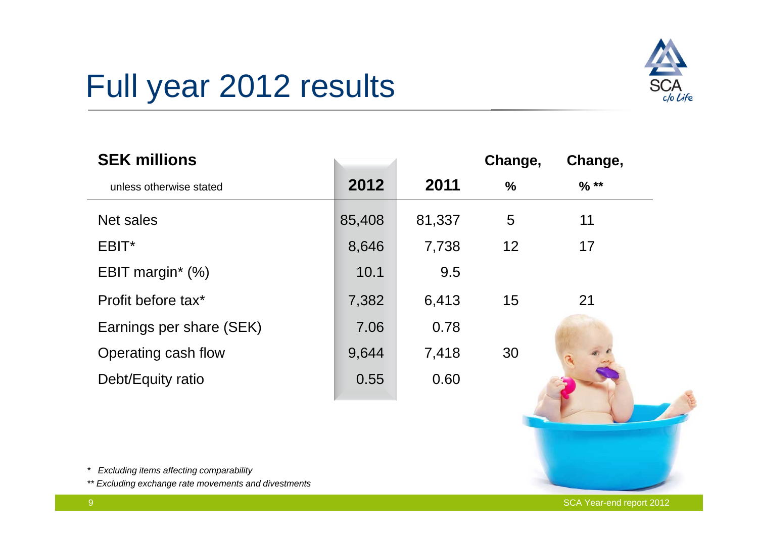# Full year 2012 results

| SEK millions<br>unless otherwise stated | 2012 | 2011 | Change, % | Change, % ** |
|---|---|---|---|---|
| Net sales | 85,408 | 81,337 | 5 | 11 |
| EBIT* | 8,646 | 7,738 | 12 | 17 |
| EBIT margin* (%) | 10.1 | 9.5 | | |
| Profit before tax* | 7,382 | 6,413 | 15 | 21 |
| Earnings per share (SEK) | 7.06 | 0.78 | | |
| Operating cash flow | 9,644 | 7,418 | 30 | |
| Debt/Equity ratio | 0.55 | 0.60 | | |

*\* Excluding items affecting comparability*

*\*\* Excluding exchange rate movements and divestments*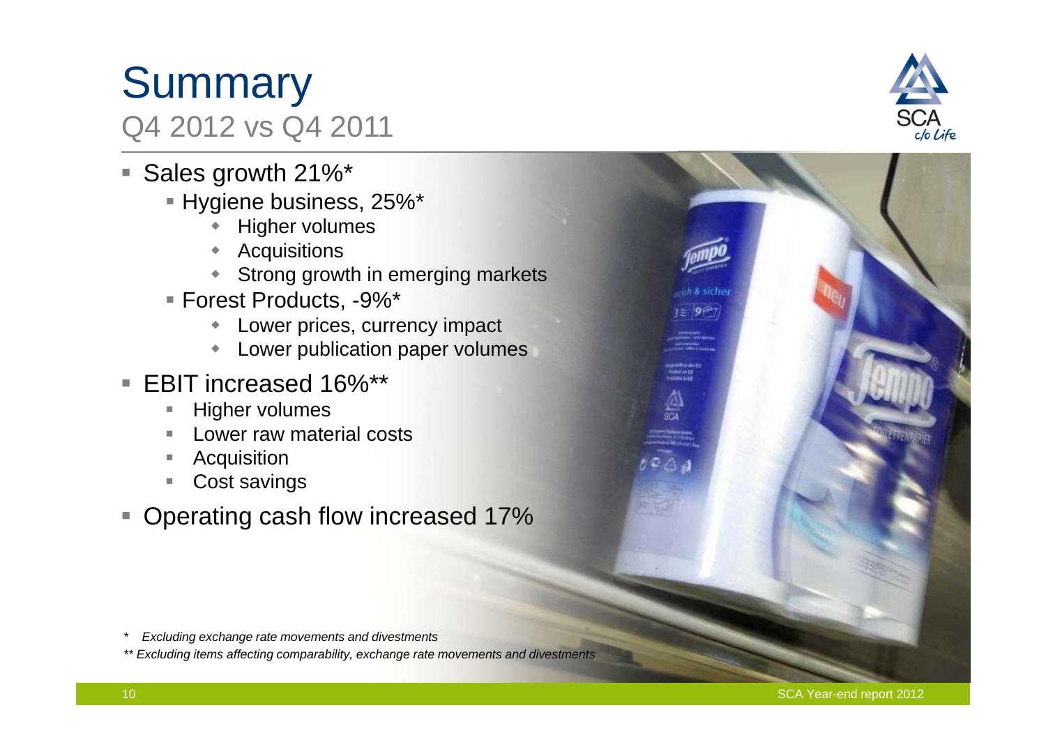# Summary

## Q4 2012 vs Q4 2011

- Sales growth 21%*
  - Hygiene business, 25%*
    - Higher volumes
    - Acquisitions
    - Strong growth in emerging markets
  - Forest Products, -9%*
    - Lower prices, currency impact
    - Lower publication paper volumes
- EBIT increased 16%**
  - Higher volumes
  - Lower raw material costs
  - Acquisition
  - Cost savings
- Operating cash flow increased 17%

*\* Excluding exchange rate movements and divestments*

*\*\* Excluding items affecting comparability, exchange rate movements and divestments*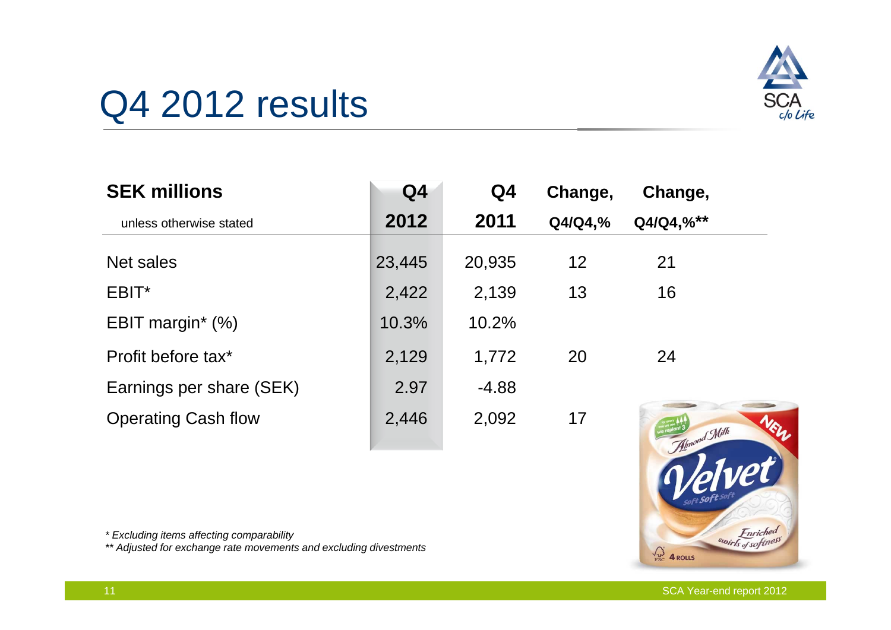# Q4 2012 results

| SEK millions<br>unless otherwise stated | Q4<br>2012 | Q4<br>2011 | Change,<br>Q4/Q4,% | Change,<br>Q4/Q4,%** |
|---|---|---|---|---|
| Net sales | 23,445 | 20,935 | 12 | 21 |
| EBIT* | 2,422 | 2,139 | 13 | 16 |
| EBIT margin* (%) | 10.3% | 10.2% | | |
| Profit before tax* | 2,129 | 1,772 | 20 | 24 |
| Earnings per share (SEK) | 2.97 | -4.88 | | |
| Operating Cash flow | 2,446 | 2,092 | 17 | |

*\* Excluding items affecting comparability*

*\*\* Adjusted for exchange rate movements and excluding divestments*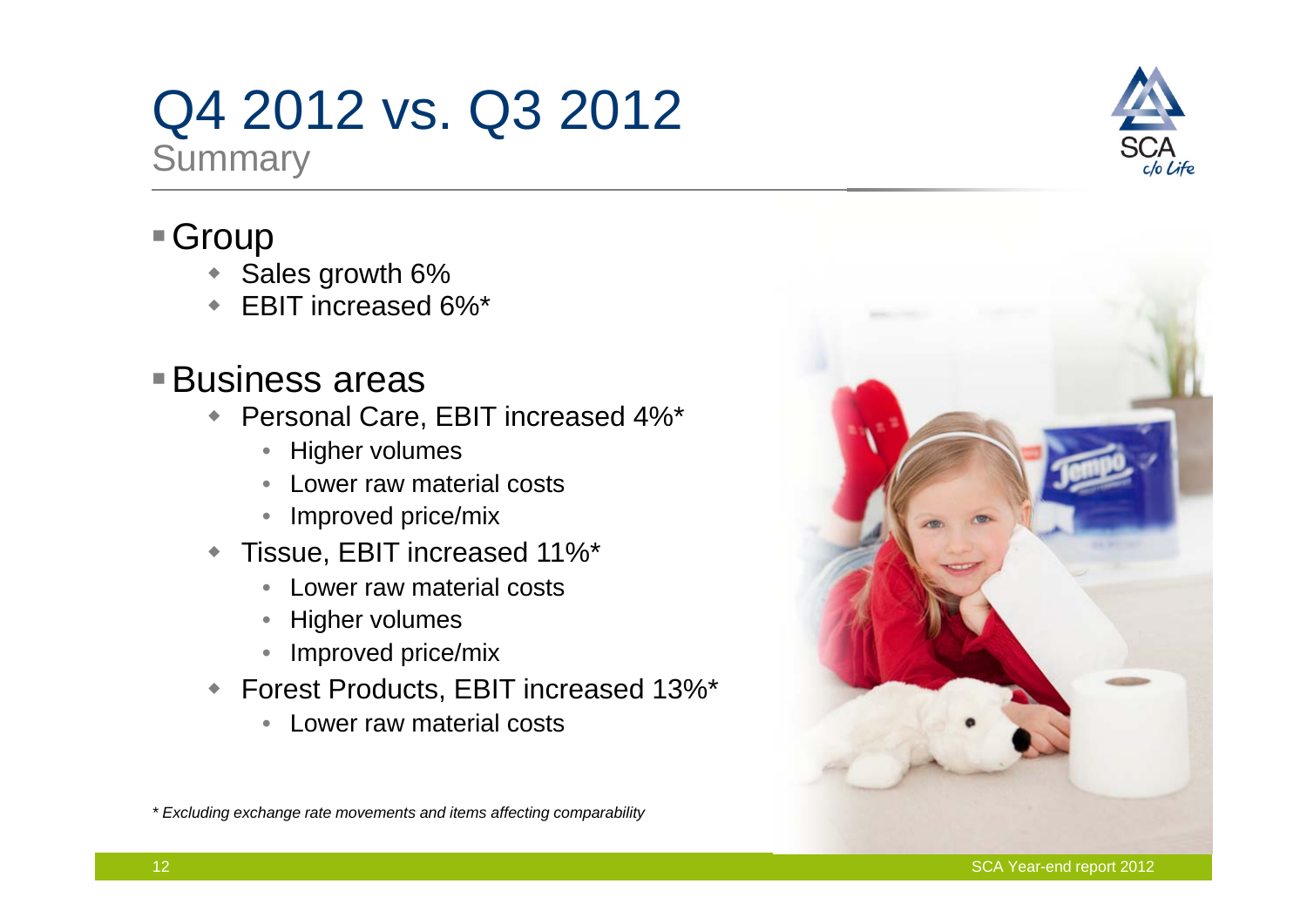# Q4 2012 vs. Q3 2012

## Summary

- Group
  - Sales growth 6%
  - EBIT increased 6%*
- Business areas
  - Personal Care, EBIT increased 4%*
    - Higher volumes
    - Lower raw material costs
    - Improved price/mix
  - Tissue, EBIT increased 11%*
    - Lower raw material costs
    - Higher volumes
    - Improved price/mix
  - Forest Products, EBIT increased 13%*
    - Lower raw material costs

*\* Excluding exchange rate movements and items affecting comparability*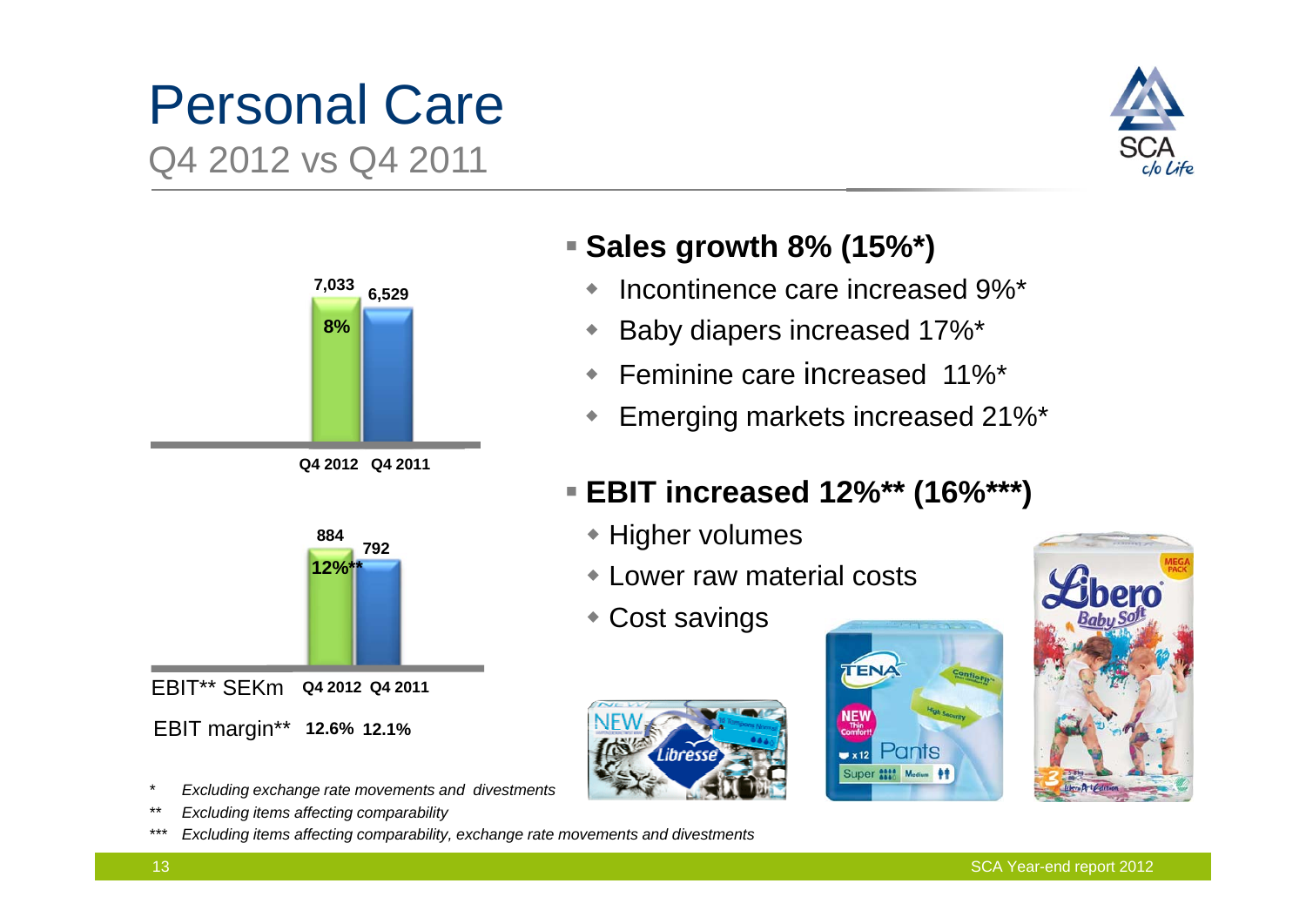# Personal Care

## Q4 2012 vs Q4 2011

| | Q4 2012 | Q4 2011 |
|---|---|---|
| Sales, SEKm | 7,033 | 6,529 |
| Sales growth | 8% | |
| EBIT** SEKm | 884 | 792 |
| EBIT growth | 12%** | |
| EBIT margin** | 12.6% | 12.1% |

- **Sales growth 8% (15%*)**
  - Incontinence care increased 9%*
  - Baby diapers increased 17%*
  - Feminine care increased 11%*
  - Emerging markets increased 21%*
- **EBIT increased 12%** (16%***)**
  - Higher volumes
  - Lower raw material costs
  - Cost savings

\* *Excluding exchange rate movements and divestments*

\** *Excluding items affecting comparability*

\*** *Excluding items affecting comparability, exchange rate movements and divestments*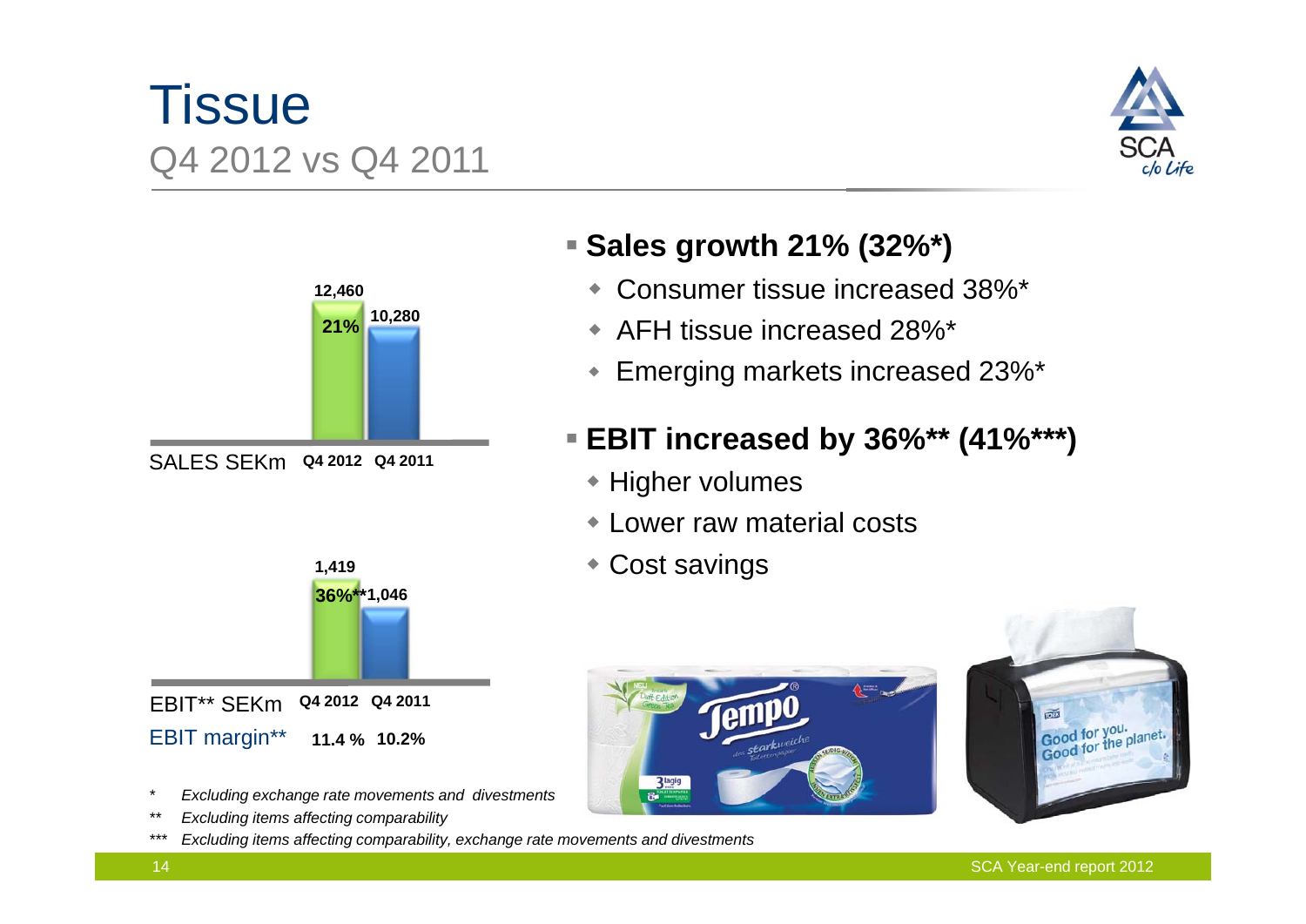# Tissue

## Q4 2012 vs Q4 2011

| SALES SEKm | Q4 2012 | Q4 2011 |
|---|---|---|
| | 12,460 | 10,280 |
| Growth | 21% | |

| EBIT** SEKm | Q4 2012 | Q4 2011 |
|---|---|---|
| | 1,419 | 1,046 |
| Growth | 36%** | |
| EBIT margin** | 11.4 % | 10.2% |

- **Sales growth 21% (32%*)**
  - Consumer tissue increased 38%*
  - AFH tissue increased 28%*
  - Emerging markets increased 23%*
- **EBIT increased by 36%** (41%***)**
  - Higher volumes
  - Lower raw material costs
  - Cost savings

\* *Excluding exchange rate movements and divestments*

\** *Excluding items affecting comparability*

\*** *Excluding items affecting comparability, exchange rate movements and divestments*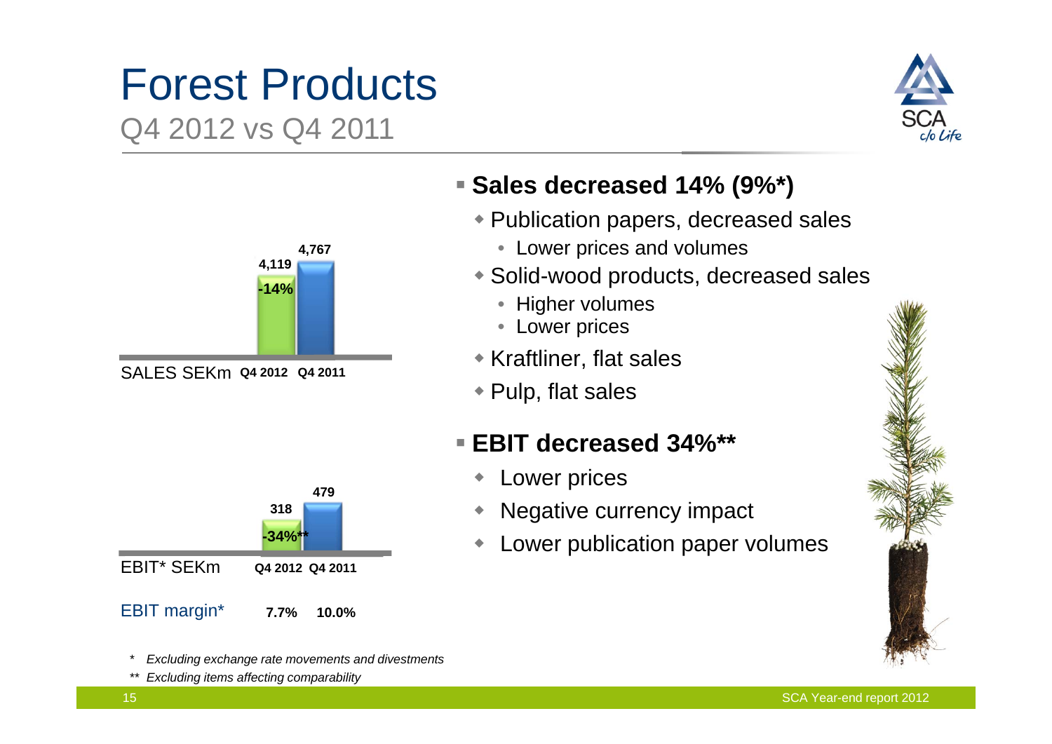# Forest Products

## Q4 2012 vs Q4 2011

| SALES SEKm | Q4 2012 | Q4 2011 |
|---|---|---|
| | 4,119 | 4,767 |
| | -14% | |

| EBIT* SEKm | Q4 2012 | Q4 2011 |
|---|---|---|
| | 318 | 479 |
| | -34%** | |
| EBIT margin* | 7.7% | 10.0% |

- **Sales decreased 14% (9%*)**
  - Publication papers, decreased sales
    - Lower prices and volumes
  - Solid-wood products, decreased sales
    - Higher volumes
    - Lower prices
  - Kraftliner, flat sales
  - Pulp, flat sales
- **EBIT decreased 34%****
  - Lower prices
  - Negative currency impact
  - Lower publication paper volumes

\* *Excluding exchange rate movements and divestments*

\*\* *Excluding items affecting comparability*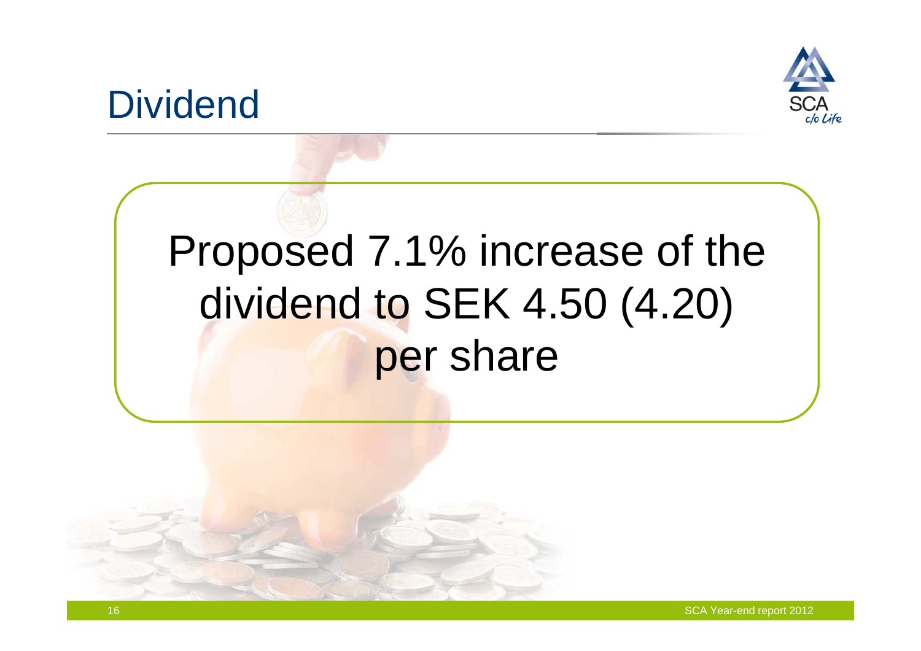# Dividend

Proposed 7.1% increase of the dividend to SEK 4.50 (4.20) per share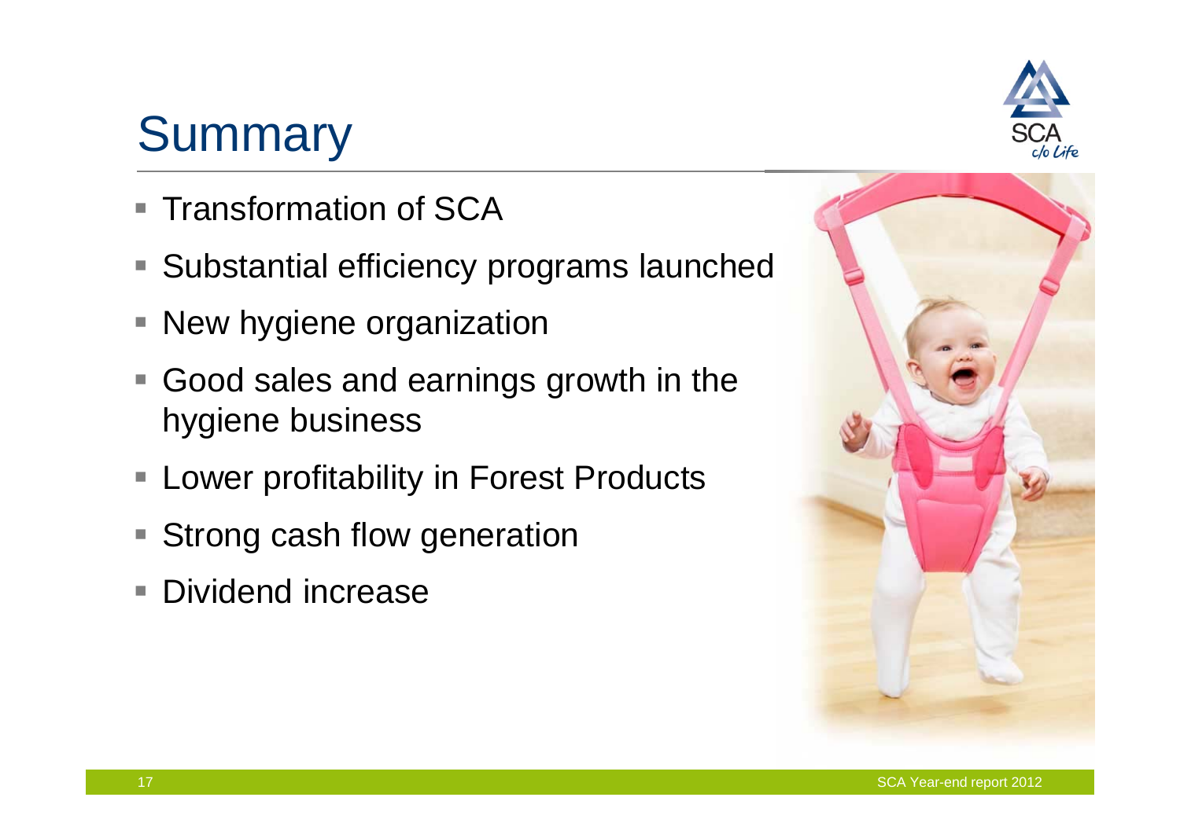# Summary

- Transformation of SCA
- Substantial efficiency programs launched
- New hygiene organization
- Good sales and earnings growth in the hygiene business
- Lower profitability in Forest Products
- Strong cash flow generation
- Dividend increase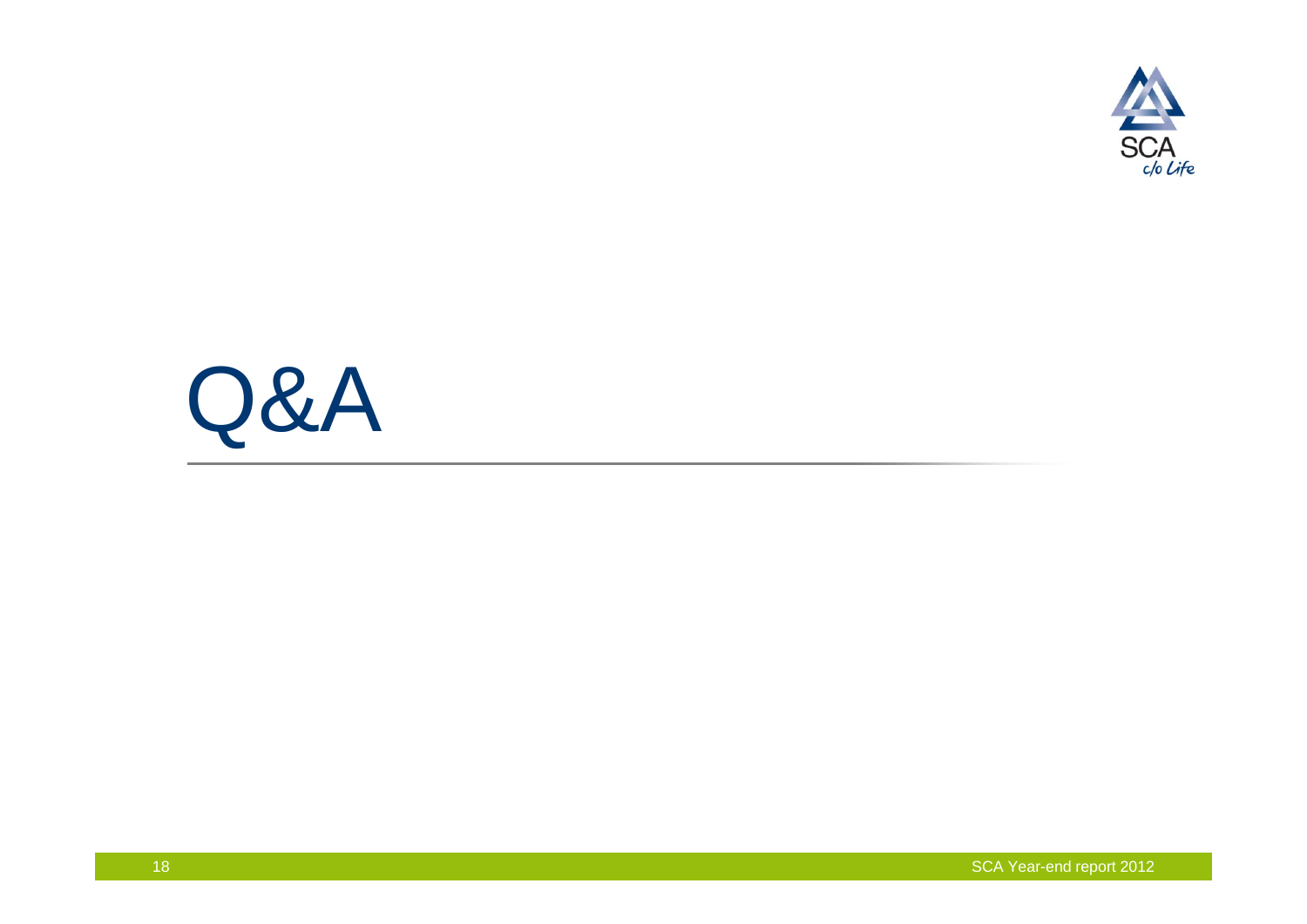# Q&A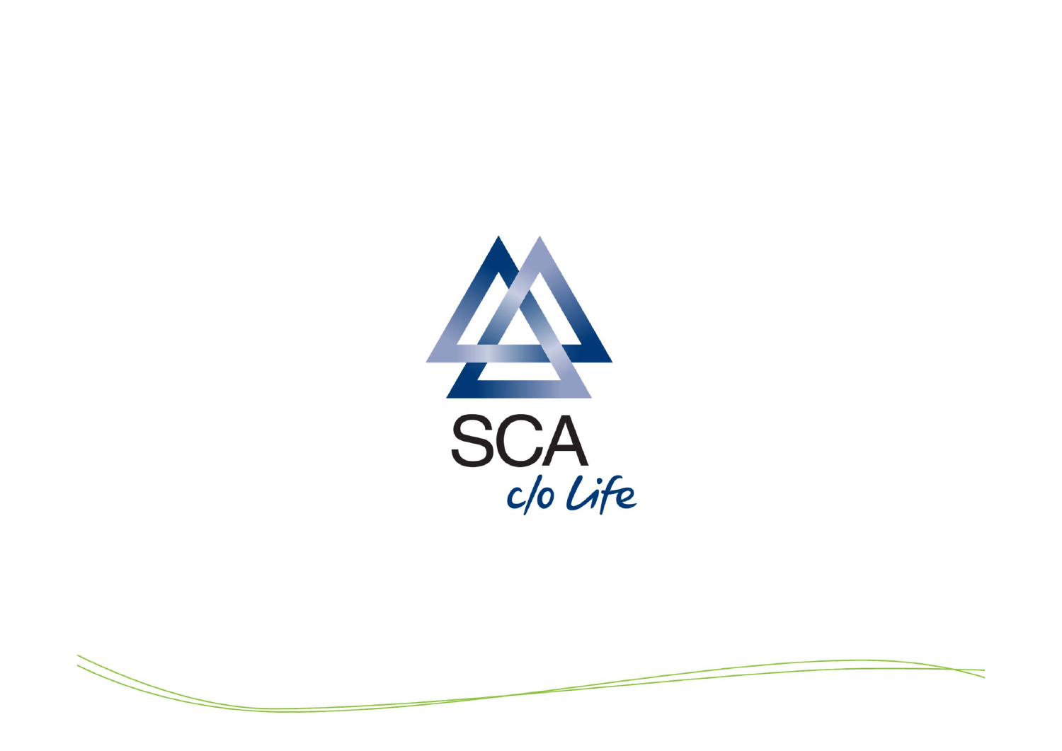SCA

c/o Life